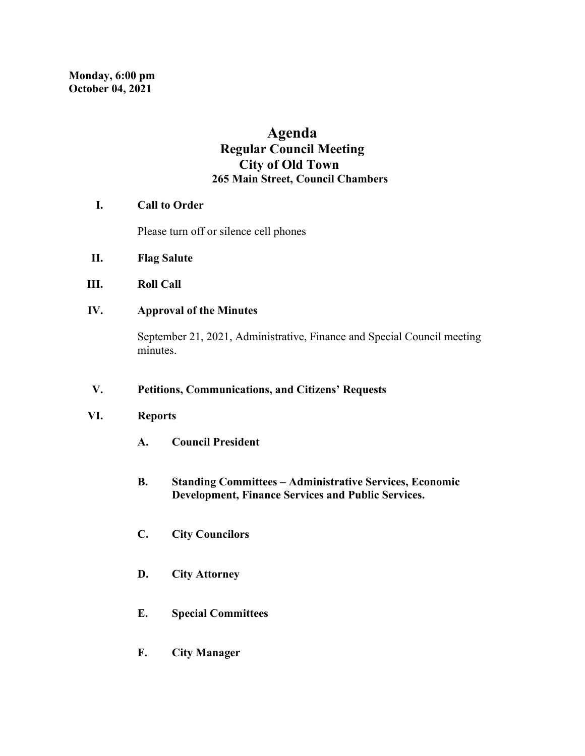**Monday, 6:00 pm**
**October 04, 2021**

# Agenda
## Regular Council Meeting
## City of Old Town
### 265 Main Street, Council Chambers

**I. Call to Order**

Please turn off or silence cell phones

**II. Flag Salute**

**III. Roll Call**

**IV. Approval of the Minutes**

September 21, 2021, Administrative, Finance and Special Council meeting minutes.

**V. Petitions, Communications, and Citizens' Requests**

**VI. Reports**

**A. Council President**

**B. Standing Committees – Administrative Services, Economic Development, Finance Services and Public Services.**

**C. City Councilors**

**D. City Attorney**

**E. Special Committees**

**F. City Manager**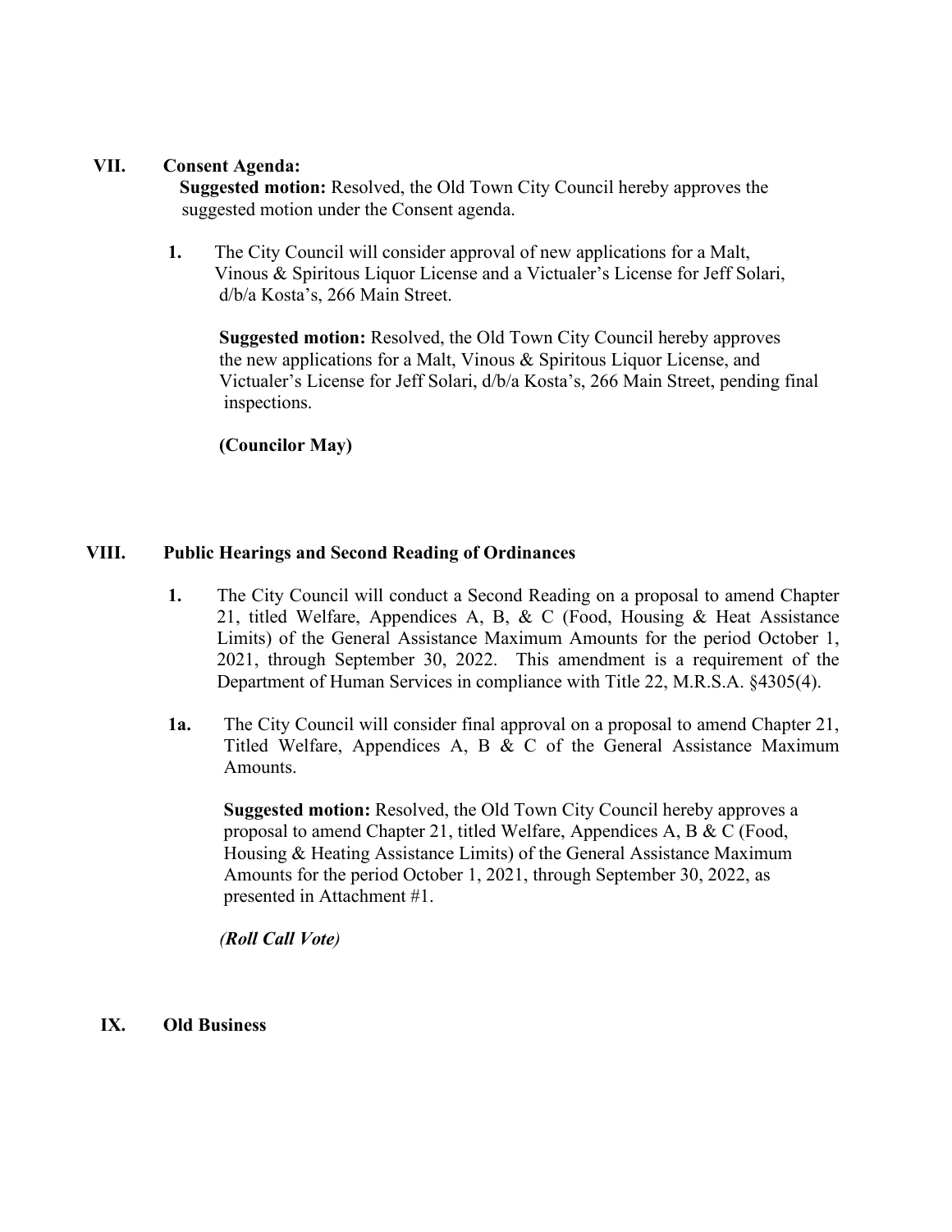## VII. Consent Agenda:

**Suggested motion:** Resolved, the Old Town City Council hereby approves the suggested motion under the Consent agenda.

**1.** The City Council will consider approval of new applications for a Malt, Vinous & Spiritous Liquor License and a Victualer's License for Jeff Solari, d/b/a Kosta's, 266 Main Street.

**Suggested motion:** Resolved, the Old Town City Council hereby approves the new applications for a Malt, Vinous & Spiritous Liquor License, and Victualer's License for Jeff Solari, d/b/a Kosta's, 266 Main Street, pending final inspections.

**(Councilor May)**

## VIII. Public Hearings and Second Reading of Ordinances

**1.** The City Council will conduct a Second Reading on a proposal to amend Chapter 21, titled Welfare, Appendices A, B, & C (Food, Housing & Heat Assistance Limits) of the General Assistance Maximum Amounts for the period October 1, 2021, through September 30, 2022. This amendment is a requirement of the Department of Human Services in compliance with Title 22, M.R.S.A. §4305(4).

**1a.** The City Council will consider final approval on a proposal to amend Chapter 21, Titled Welfare, Appendices A, B & C of the General Assistance Maximum Amounts.

**Suggested motion:** Resolved, the Old Town City Council hereby approves a proposal to amend Chapter 21, titled Welfare, Appendices A, B & C (Food, Housing & Heating Assistance Limits) of the General Assistance Maximum Amounts for the period October 1, 2021, through September 30, 2022, as presented in Attachment #1.

***(Roll Call Vote)***

## IX. Old Business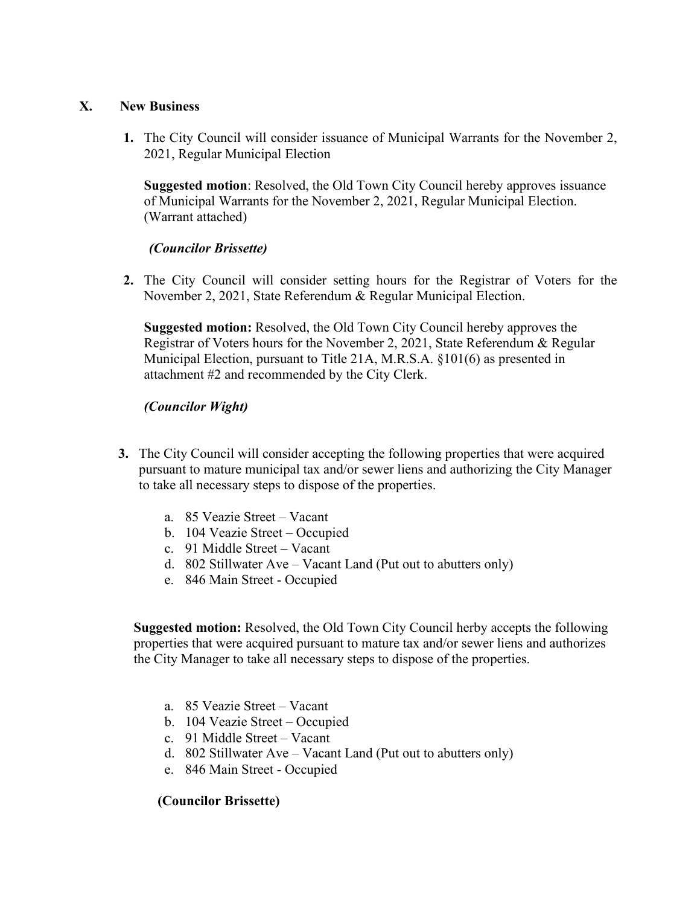## X. New Business

1. The City Council will consider issuance of Municipal Warrants for the November 2, 2021, Regular Municipal Election

   **Suggested motion**: Resolved, the Old Town City Council hereby approves issuance of Municipal Warrants for the November 2, 2021, Regular Municipal Election. (Warrant attached)

   ***(Councilor Brissette)***

2. The City Council will consider setting hours for the Registrar of Voters for the November 2, 2021, State Referendum & Regular Municipal Election.

   **Suggested motion:** Resolved, the Old Town City Council hereby approves the Registrar of Voters hours for the November 2, 2021, State Referendum & Regular Municipal Election, pursuant to Title 21A, M.R.S.A. §101(6) as presented in attachment #2 and recommended by the City Clerk.

   ***(Councilor Wight)***

3. The City Council will consider accepting the following properties that were acquired pursuant to mature municipal tax and/or sewer liens and authorizing the City Manager to take all necessary steps to dispose of the properties.

   a. 85 Veazie Street – Vacant
   b. 104 Veazie Street – Occupied
   c. 91 Middle Street – Vacant
   d. 802 Stillwater Ave – Vacant Land (Put out to abutters only)
   e. 846 Main Street - Occupied

   **Suggested motion:** Resolved, the Old Town City Council herby accepts the following properties that were acquired pursuant to mature tax and/or sewer liens and authorizes the City Manager to take all necessary steps to dispose of the properties.

   a. 85 Veazie Street – Vacant
   b. 104 Veazie Street – Occupied
   c. 91 Middle Street – Vacant
   d. 802 Stillwater Ave – Vacant Land (Put out to abutters only)
   e. 846 Main Street - Occupied

   **(Councilor Brissette)**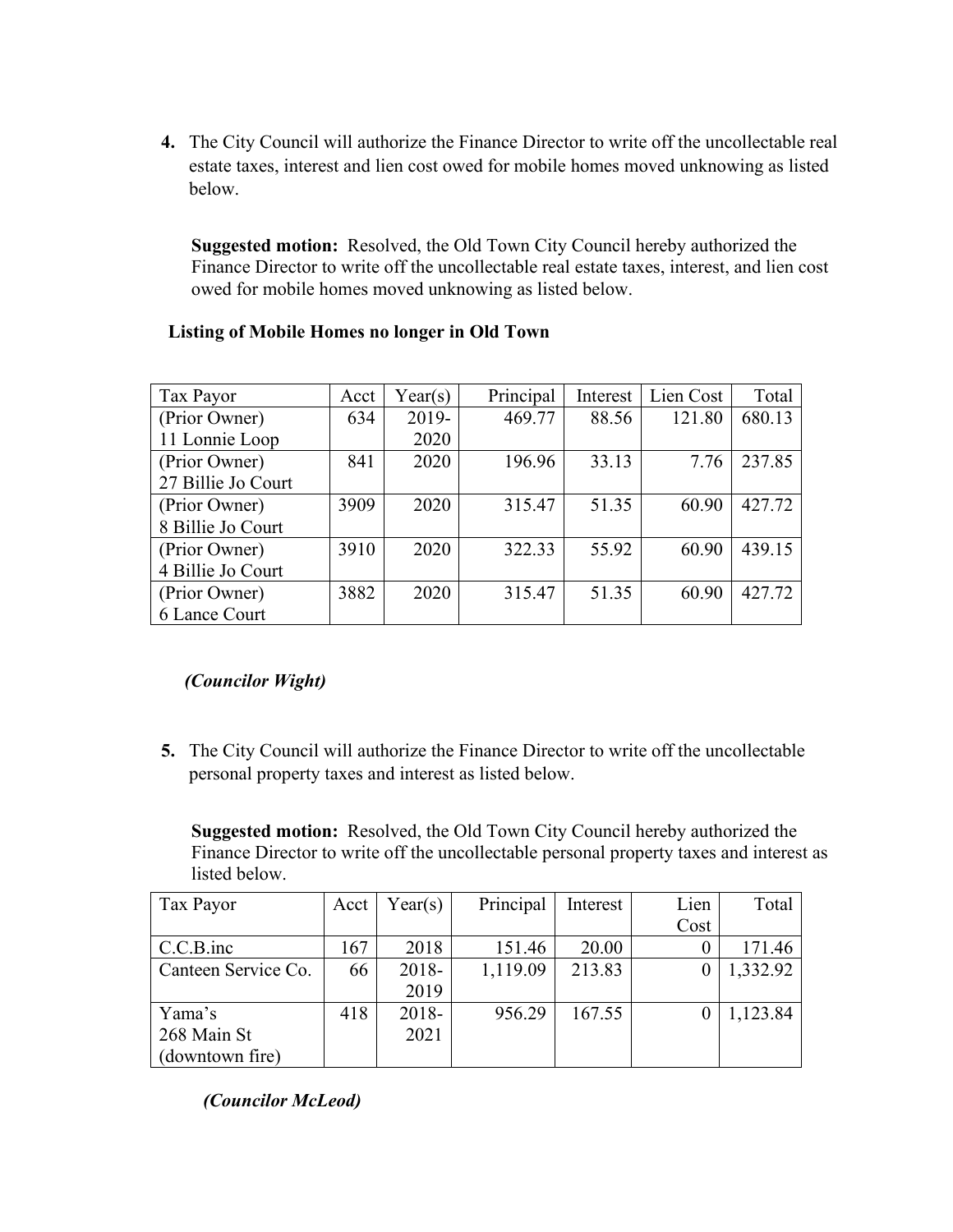4. The City Council will authorize the Finance Director to write off the uncollectable real estate taxes, interest and lien cost owed for mobile homes moved unknowing as listed below.

   **Suggested motion:** Resolved, the Old Town City Council hereby authorized the Finance Director to write off the uncollectable real estate taxes, interest, and lien cost owed for mobile homes moved unknowing as listed below.

**Listing of Mobile Homes no longer in Old Town**

| Tax Payor | Acct | Year(s) | Principal | Interest | Lien Cost | Total |
|---|---|---|---|---|---|---|
| (Prior Owner) 11 Lonnie Loop | 634 | 2019-2020 | 469.77 | 88.56 | 121.80 | 680.13 |
| (Prior Owner) 27 Billie Jo Court | 841 | 2020 | 196.96 | 33.13 | 7.76 | 237.85 |
| (Prior Owner) 8 Billie Jo Court | 3909 | 2020 | 315.47 | 51.35 | 60.90 | 427.72 |
| (Prior Owner) 4 Billie Jo Court | 3910 | 2020 | 322.33 | 55.92 | 60.90 | 439.15 |
| (Prior Owner) 6 Lance Court | 3882 | 2020 | 315.47 | 51.35 | 60.90 | 427.72 |

***(Councilor Wight)***

5. The City Council will authorize the Finance Director to write off the uncollectable personal property taxes and interest as listed below.

   **Suggested motion:** Resolved, the Old Town City Council hereby authorized the Finance Director to write off the uncollectable personal property taxes and interest as listed below.

| Tax Payor | Acct | Year(s) | Principal | Interest | Lien Cost | Total |
|---|---|---|---|---|---|---|
| C.C.B.inc | 167 | 2018 | 151.46 | 20.00 | 0 | 171.46 |
| Canteen Service Co. | 66 | 2018-2019 | 1,119.09 | 213.83 | 0 | 1,332.92 |
| Yama's 268 Main St (downtown fire) | 418 | 2018-2021 | 956.29 | 167.55 | 0 | 1,123.84 |

***(Councilor McLeod)***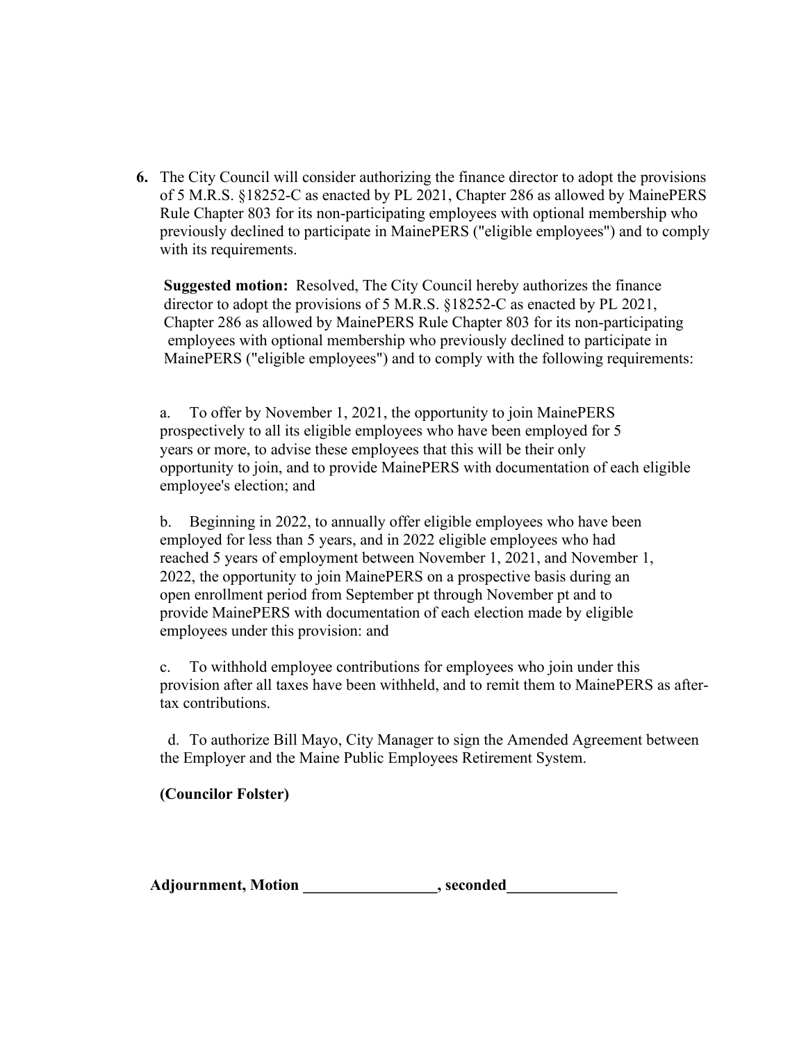6. The City Council will consider authorizing the finance director to adopt the provisions of 5 M.R.S. §18252-C as enacted by PL 2021, Chapter 286 as allowed by MainePERS Rule Chapter 803 for its non-participating employees with optional membership who previously declined to participate in MainePERS ("eligible employees") and to comply with its requirements.

   **Suggested motion:** Resolved, The City Council hereby authorizes the finance director to adopt the provisions of 5 M.R.S. §18252-C as enacted by PL 2021, Chapter 286 as allowed by MainePERS Rule Chapter 803 for its non-participating employees with optional membership who previously declined to participate in MainePERS ("eligible employees") and to comply with the following requirements:

   a. To offer by November 1, 2021, the opportunity to join MainePERS prospectively to all its eligible employees who have been employed for 5 years or more, to advise these employees that this will be their only opportunity to join, and to provide MainePERS with documentation of each eligible employee's election; and

   b. Beginning in 2022, to annually offer eligible employees who have been employed for less than 5 years, and in 2022 eligible employees who had reached 5 years of employment between November 1, 2021, and November 1, 2022, the opportunity to join MainePERS on a prospective basis during an open enrollment period from September pt through November pt and to provide MainePERS with documentation of each election made by eligible employees under this provision: and

   c. To withhold employee contributions for employees who join under this provision after all taxes have been withheld, and to remit them to MainePERS as after-tax contributions.

   d. To authorize Bill Mayo, City Manager to sign the Amended Agreement between the Employer and the Maine Public Employees Retirement System.

   **(Councilor Folster)**

**Adjournment, Motion \_\_\_\_\_\_\_\_\_\_\_\_\_\_\_\_\_, seconded\_\_\_\_\_\_\_\_\_\_\_\_\_\_**